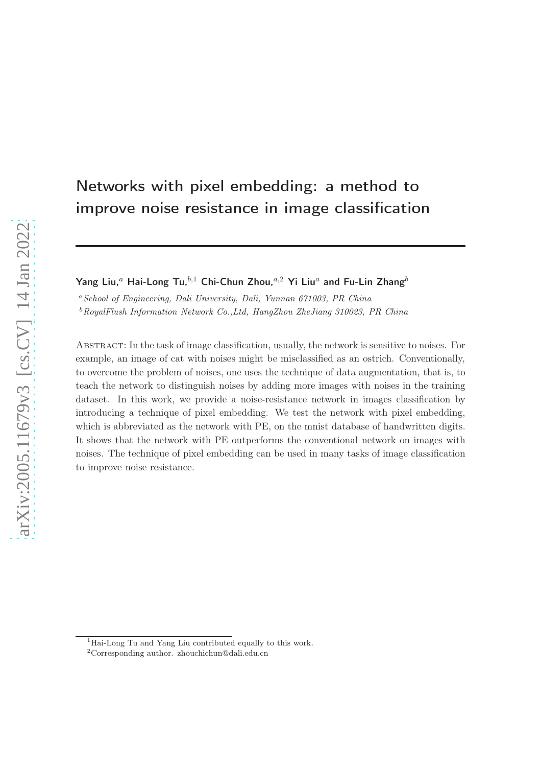# Networks with pixel embedding: a method to improve noise resistance in image classification

**Yang Liu,**[a] **Hai-Long Tu,**[b,1] **Chi-Chun Zhou,**[a,2] **Yi Liu**[a] **and Fu-Lin Zhang**[b]

[a] *School of Engineering, Dali University, Dali, Yunnan 671003, PR China*

[b] *RoyalFlush Information Network Co.,Ltd, HangZhou ZheJiang 310023, PR China*

Abstract: In the task of image classification, usually, the network is sensitive to noises. For example, an image of cat with noises might be misclassified as an ostrich. Conventionally, to overcome the problem of noises, one uses the technique of data augmentation, that is, to teach the network to distinguish noises by adding more images with noises in the training dataset. In this work, we provide a noise-resistance network in images classification by introducing a technique of pixel embedding. We test the network with pixel embedding, which is abbreviated as the network with PE, on the mnist database of handwritten digits. It shows that the network with PE outperforms the conventional network on images with noises. The technique of pixel embedding can be used in many tasks of image classification to improve noise resistance.

---

[1] Hai-Long Tu and Yang Liu contributed equally to this work.

[2] Corresponding author. zhouchichun@dali.edu.cn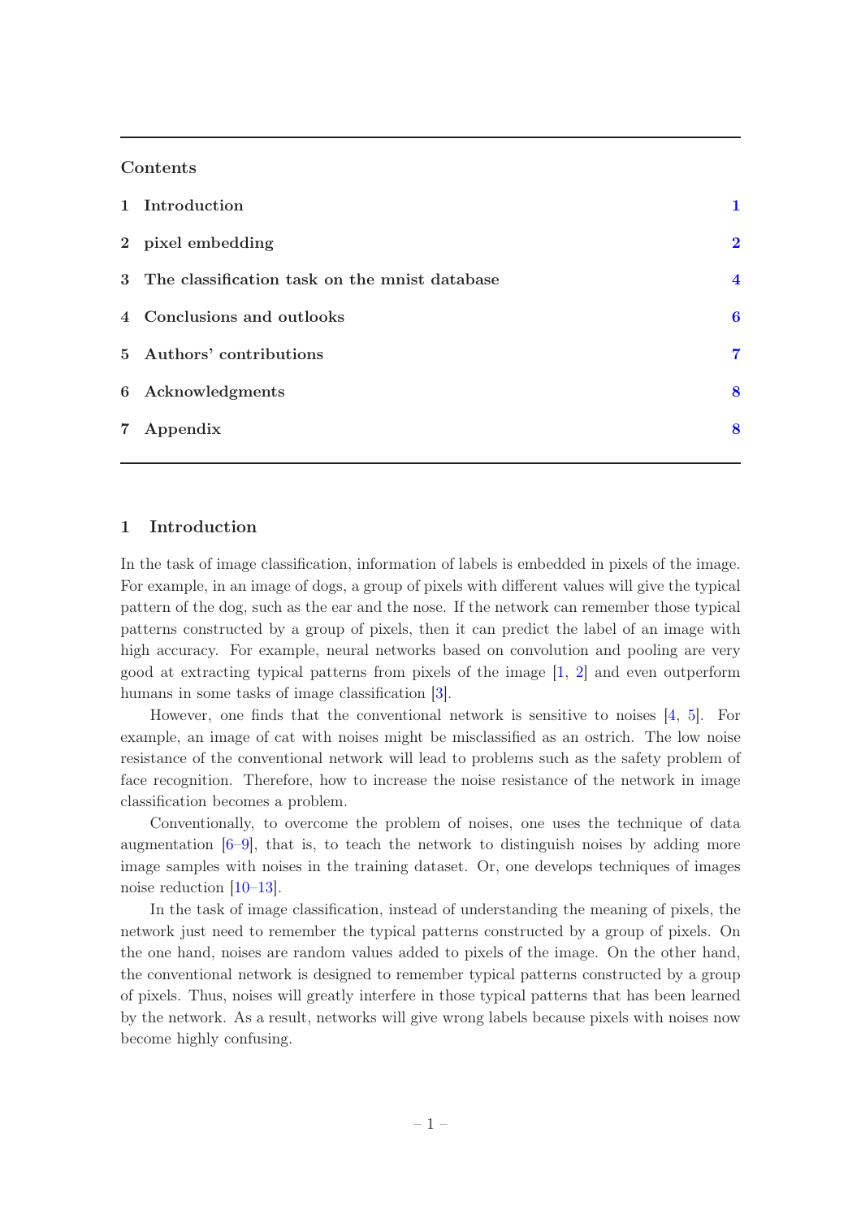## Contents

| | | |
|---|---|---|
| 1 | Introduction | 1 |
| 2 | pixel embedding | 2 |
| 3 | The classification task on the mnist database | 4 |
| 4 | Conclusions and outlooks | 6 |
| 5 | Authors' contributions | 7 |
| 6 | Acknowledgments | 8 |
| 7 | Appendix | 8 |

## 1 Introduction

In the task of image classification, information of labels is embedded in pixels of the image. For example, in an image of dogs, a group of pixels with different values will give the typical pattern of the dog, such as the ear and the nose. If the network can remember those typical patterns constructed by a group of pixels, then it can predict the label of an image with high accuracy. For example, neural networks based on convolution and pooling are very good at extracting typical patterns from pixels of the image [1, 2] and even outperform humans in some tasks of image classification [3].

However, one finds that the conventional network is sensitive to noises [4, 5]. For example, an image of cat with noises might be misclassified as an ostrich. The low noise resistance of the conventional network will lead to problems such as the safety problem of face recognition. Therefore, how to increase the noise resistance of the network in image classification becomes a problem.

Conventionally, to overcome the problem of noises, one uses the technique of data augmentation [6–9], that is, to teach the network to distinguish noises by adding more image samples with noises in the training dataset. Or, one develops techniques of images noise reduction [10–13].

In the task of image classification, instead of understanding the meaning of pixels, the network just need to remember the typical patterns constructed by a group of pixels. On the one hand, noises are random values added to pixels of the image. On the other hand, the conventional network is designed to remember typical patterns constructed by a group of pixels. Thus, noises will greatly interfere in those typical patterns that has been learned by the network. As a result, networks will give wrong labels because pixels with noises now become highly confusing.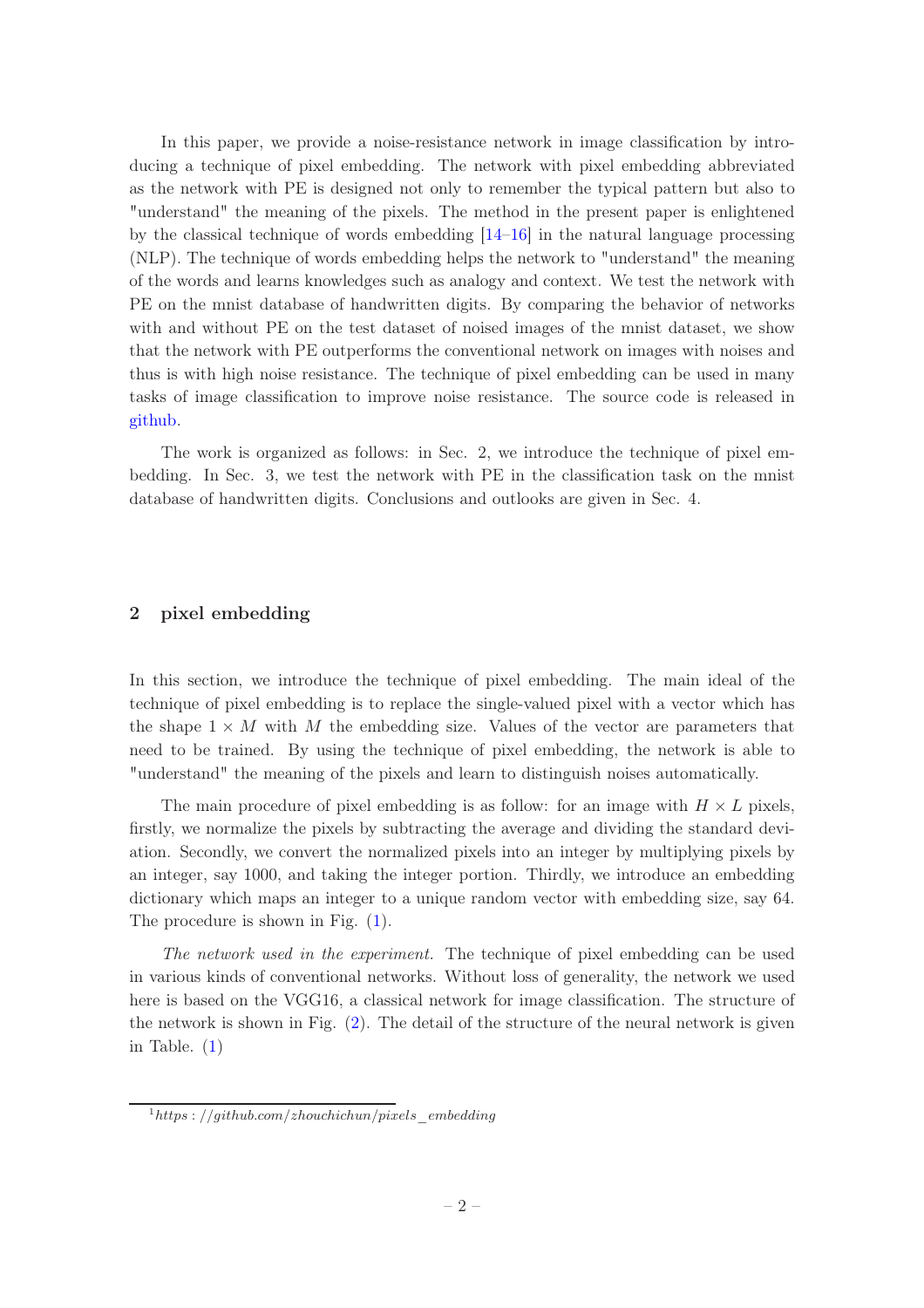In this paper, we provide a noise-resistance network in image classification by introducing a technique of pixel embedding. The network with pixel embedding abbreviated as the network with PE is designed not only to remember the typical pattern but also to "understand" the meaning of the pixels. The method in the present paper is enlightened by the classical technique of words embedding [14–16] in the natural language processing (NLP). The technique of words embedding helps the network to "understand" the meaning of the words and learns knowledges such as analogy and context. We test the network with PE on the mnist database of handwritten digits. By comparing the behavior of networks with and without PE on the test dataset of noised images of the mnist dataset, we show that the network with PE outperforms the conventional network on images with noises and thus is with high noise resistance. The technique of pixel embedding can be used in many tasks of image classification to improve noise resistance. The source code is released in github.

The work is organized as follows: in Sec. 2, we introduce the technique of pixel embedding. In Sec. 3, we test the network with PE in the classification task on the mnist database of handwritten digits. Conclusions and outlooks are given in Sec. 4.

## 2 pixel embedding

In this section, we introduce the technique of pixel embedding. The main ideal of the technique of pixel embedding is to replace the single-valued pixel with a vector which has the shape $1 \times M$ with $M$ the embedding size. Values of the vector are parameters that need to be trained. By using the technique of pixel embedding, the network is able to "understand" the meaning of the pixels and learn to distinguish noises automatically.

The main procedure of pixel embedding is as follow: for an image with $H \times L$ pixels, firstly, we normalize the pixels by subtracting the average and dividing the standard deviation. Secondly, we convert the normalized pixels into an integer by multiplying pixels by an integer, say 1000, and taking the integer portion. Thirdly, we introduce an embedding dictionary which maps an integer to a unique random vector with embedding size, say 64. The procedure is shown in Fig. (1).

*The network used in the experiment.* The technique of pixel embedding can be used in various kinds of conventional networks. Without loss of generality, the network we used here is based on the VGG16, a classical network for image classification. The structure of the network is shown in Fig. (2). The detail of the structure of the neural network is given in Table. (1)

[1] https://github.com/zhouchichun/pixels_embedding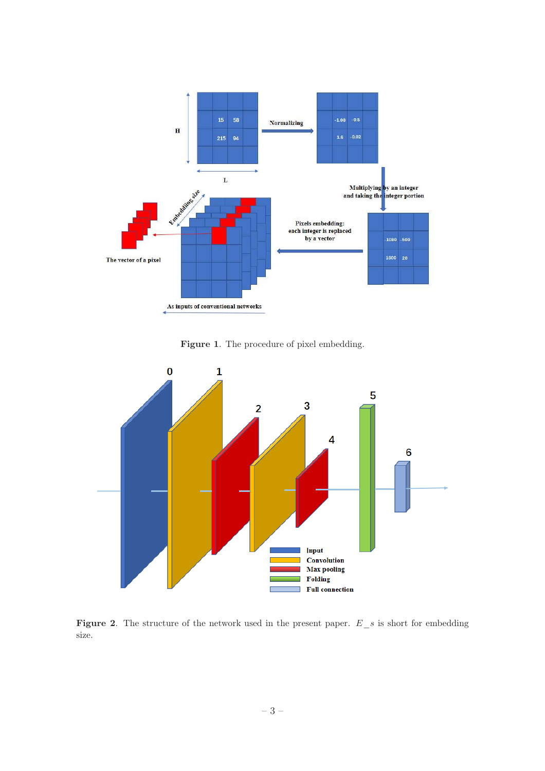Figure 1. The procedure of pixel embedding.

Figure 2. The structure of the network used in the present paper. $E\_s$ is short for embedding size.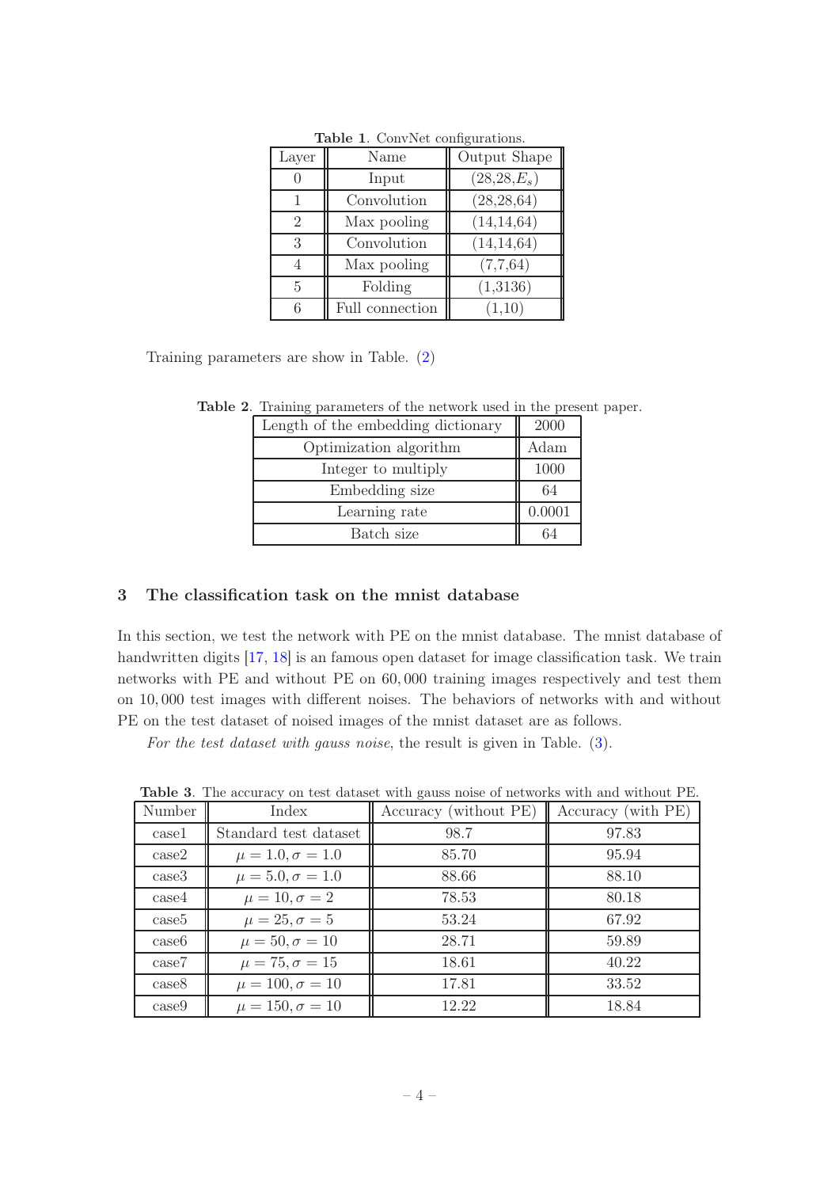**Table 1**. ConvNet configurations.

| Layer | Name | Output Shape |
|---|---|---|
| 0 | Input | $(28,28,E_s)$ |
| 1 | Convolution | (28,28,64) |
| 2 | Max pooling | (14,14,64) |
| 3 | Convolution | (14,14,64) |
| 4 | Max pooling | (7,7,64) |
| 5 | Folding | (1,3136) |
| 6 | Full connection | (1,10) |

Training parameters are show in Table. (2)

**Table 2**. Training parameters of the network used in the present paper.

| Length of the embedding dictionary | 2000 |
|---|---|
| Optimization algorithm | Adam |
| Integer to multiply | 1000 |
| Embedding size | 64 |
| Learning rate | 0.0001 |
| Batch size | 64 |

## 3 The classification task on the mnist database

In this section, we test the network with PE on the mnist database. The mnist database of handwritten digits [17, 18] is an famous open dataset for image classification task. We train networks with PE and without PE on 60,000 training images respectively and test them on 10,000 test images with different noises. The behaviors of networks with and without PE on the test dataset of noised images of the mnist dataset are as follows.

*For the test dataset with gauss noise*, the result is given in Table. (3).

**Table 3**. The accuracy on test dataset with gauss noise of networks with and without PE.

| Number | Index | Accuracy (without PE) | Accuracy (with PE) |
|---|---|---|---|
| case1 | Standard test dataset | 98.7 | 97.83 |
| case2 | $\mu = 1.0, \sigma = 1.0$ | 85.70 | 95.94 |
| case3 | $\mu = 5.0, \sigma = 1.0$ | 88.66 | 88.10 |
| case4 | $\mu = 10, \sigma = 2$ | 78.53 | 80.18 |
| case5 | $\mu = 25, \sigma = 5$ | 53.24 | 67.92 |
| case6 | $\mu = 50, \sigma = 10$ | 28.71 | 59.89 |
| case7 | $\mu = 75, \sigma = 15$ | 18.61 | 40.22 |
| case8 | $\mu = 100, \sigma = 10$ | 17.81 | 33.52 |
| case9 | $\mu = 150, \sigma = 10$ | 12.22 | 18.84 |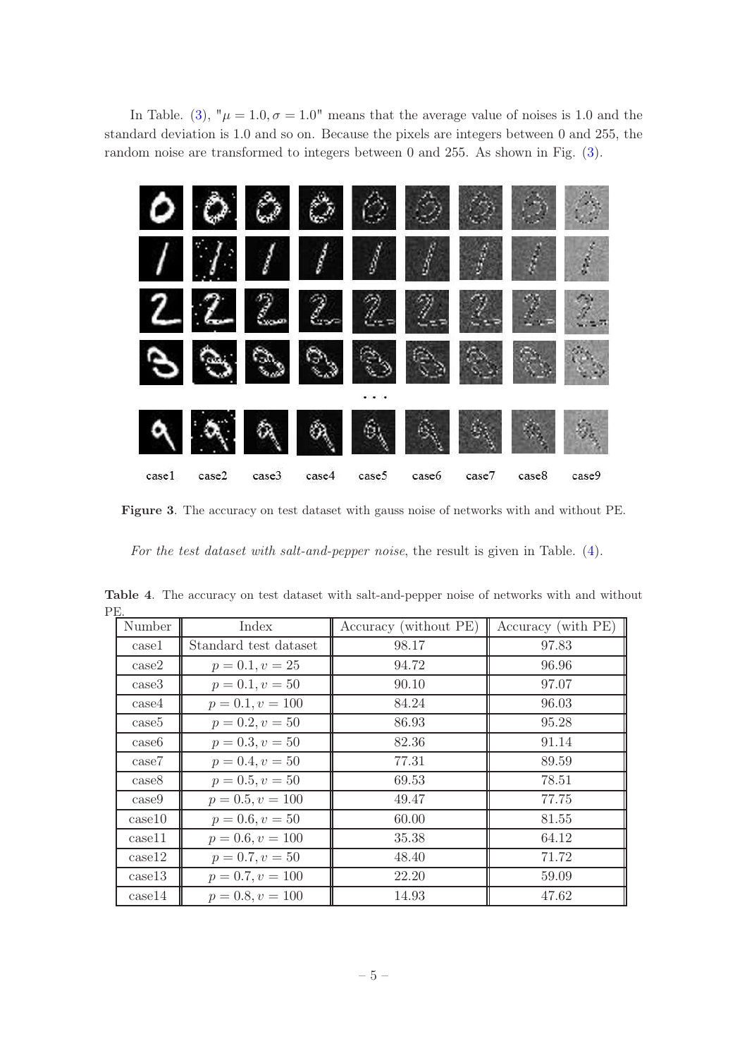In Table. (3), "$\mu = 1.0, \sigma = 1.0$" means that the average value of noises is 1.0 and the standard deviation is 1.0 and so on. Because the pixels are integers between 0 and 255, the random noise are transformed to integers between 0 and 255. As shown in Fig. (3).

case1 case2 case3 case4 case5 case6 case7 case8 case9

**Figure 3**. The accuracy on test dataset with gauss noise of networks with and without PE.

*For the test dataset with salt-and-pepper noise*, the result is given in Table. (4).

**Table 4**. The accuracy on test dataset with salt-and-pepper noise of networks with and without PE.

| Number | Index | Accuracy (without PE) | Accuracy (with PE) |
|---|---|---|---|
| case1 | Standard test dataset | 98.17 | 97.83 |
| case2 | $p = 0.1, v = 25$ | 94.72 | 96.96 |
| case3 | $p = 0.1, v = 50$ | 90.10 | 97.07 |
| case4 | $p = 0.1, v = 100$ | 84.24 | 96.03 |
| case5 | $p = 0.2, v = 50$ | 86.93 | 95.28 |
| case6 | $p = 0.3, v = 50$ | 82.36 | 91.14 |
| case7 | $p = 0.4, v = 50$ | 77.31 | 89.59 |
| case8 | $p = 0.5, v = 50$ | 69.53 | 78.51 |
| case9 | $p = 0.5, v = 100$ | 49.47 | 77.75 |
| case10 | $p = 0.6, v = 50$ | 60.00 | 81.55 |
| case11 | $p = 0.6, v = 100$ | 35.38 | 64.12 |
| case12 | $p = 0.7, v = 50$ | 48.40 | 71.72 |
| case13 | $p = 0.7, v = 100$ | 22.20 | 59.09 |
| case14 | $p = 0.8, v = 100$ | 14.93 | 47.62 |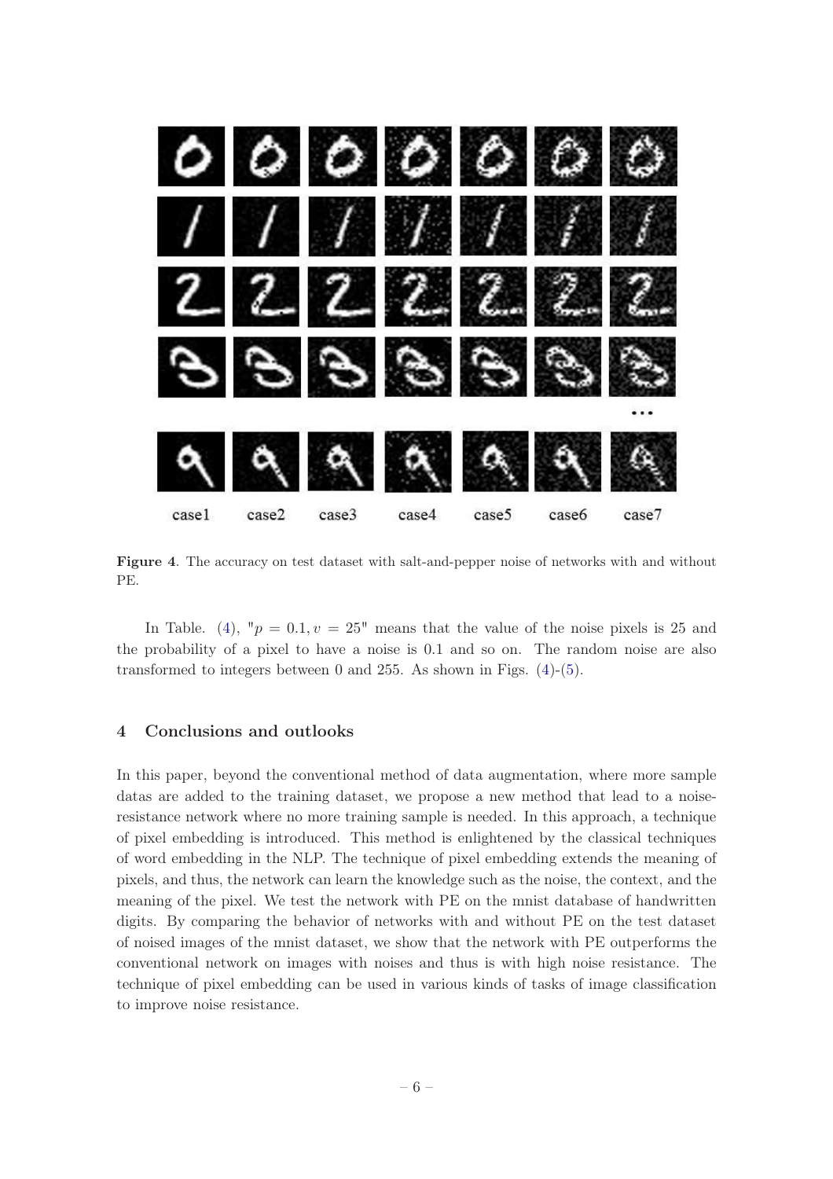case1 case2 case3 case4 case5 case6 case7

**Figure 4**. The accuracy on test dataset with salt-and-pepper noise of networks with and without PE.

In Table. (4), "$p = 0.1, v = 25$" means that the value of the noise pixels is 25 and the probability of a pixel to have a noise is 0.1 and so on. The random noise are also transformed to integers between 0 and 255. As shown in Figs. (4)-(5).

## 4 Conclusions and outlooks

In this paper, beyond the conventional method of data augmentation, where more sample datas are added to the training dataset, we propose a new method that lead to a noise-resistance network where no more training sample is needed. In this approach, a technique of pixel embedding is introduced. This method is enlightened by the classical techniques of word embedding in the NLP. The technique of pixel embedding extends the meaning of pixels, and thus, the network can learn the knowledge such as the noise, the context, and the meaning of the pixel. We test the network with PE on the mnist database of handwritten digits. By comparing the behavior of networks with and without PE on the test dataset of noised images of the mnist dataset, we show that the network with PE outperforms the conventional network on images with noises and thus is with high noise resistance. The technique of pixel embedding can be used in various kinds of tasks of image classification to improve noise resistance.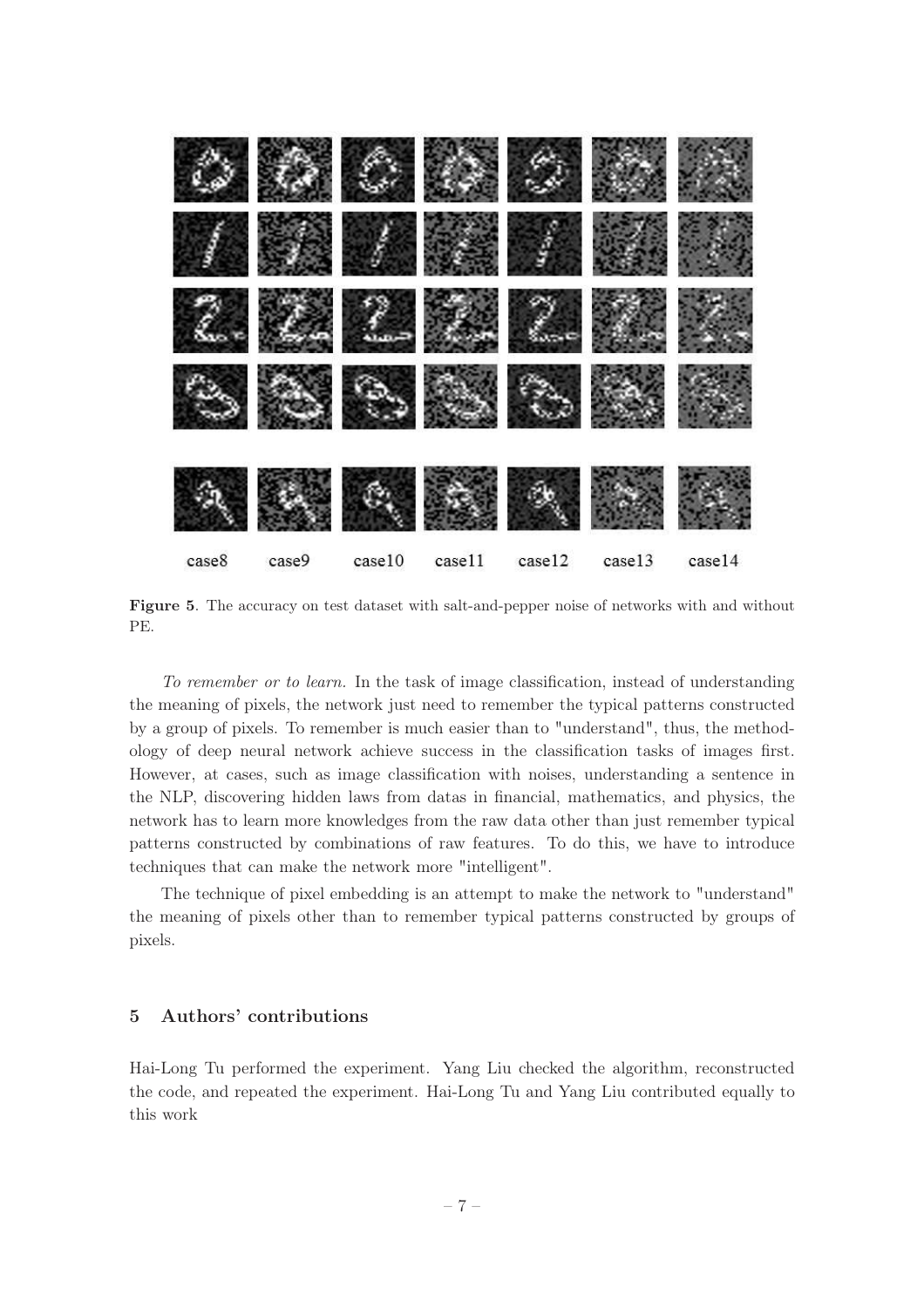case8 case9 case10 case11 case12 case13 case14

**Figure 5**. The accuracy on test dataset with salt-and-pepper noise of networks with and without PE.

*To remember or to learn.* In the task of image classification, instead of understanding the meaning of pixels, the network just need to remember the typical patterns constructed by a group of pixels. To remember is much easier than to "understand", thus, the methodology of deep neural network achieve success in the classification tasks of images first. However, at cases, such as image classification with noises, understanding a sentence in the NLP, discovering hidden laws from datas in financial, mathematics, and physics, the network has to learn more knowledges from the raw data other than just remember typical patterns constructed by combinations of raw features. To do this, we have to introduce techniques that can make the network more "intelligent".

The technique of pixel embedding is an attempt to make the network to "understand" the meaning of pixels other than to remember typical patterns constructed by groups of pixels.

## 5 Authors' contributions

Hai-Long Tu performed the experiment. Yang Liu checked the algorithm, reconstructed the code, and repeated the experiment. Hai-Long Tu and Yang Liu contributed equally to this work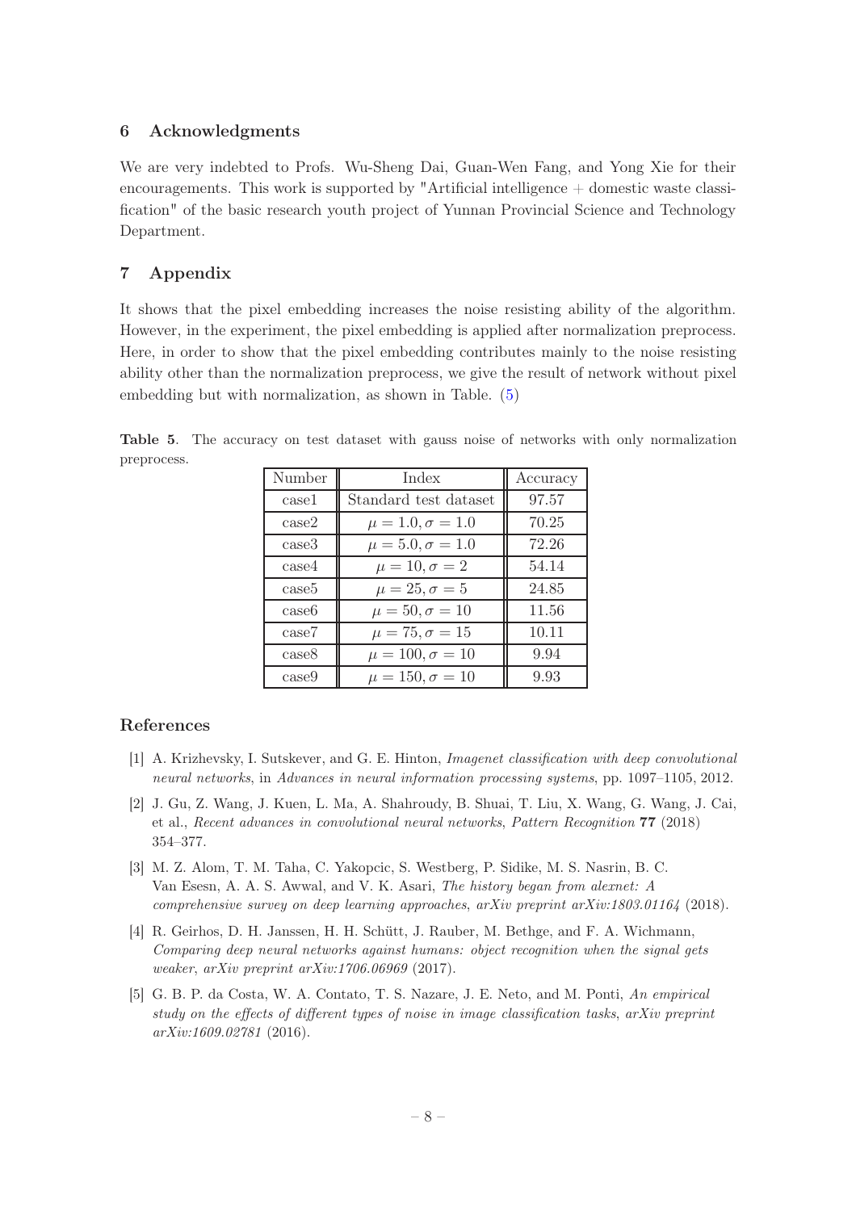## 6 Acknowledgments

We are very indebted to Profs. Wu-Sheng Dai, Guan-Wen Fang, and Yong Xie for their encouragements. This work is supported by "Artificial intelligence + domestic waste classification" of the basic research youth project of Yunnan Provincial Science and Technology Department.

## 7 Appendix

It shows that the pixel embedding increases the noise resisting ability of the algorithm. However, in the experiment, the pixel embedding is applied after normalization preprocess. Here, in order to show that the pixel embedding contributes mainly to the noise resisting ability other than the normalization preprocess, we give the result of network without pixel embedding but with normalization, as shown in Table. (5)

**Table 5**. The accuracy on test dataset with gauss noise of networks with only normalization preprocess.

| Number | Index | Accuracy |
|---|---|---|
| case1 | Standard test dataset | 97.57 |
| case2 | $\mu = 1.0, \sigma = 1.0$ | 70.25 |
| case3 | $\mu = 5.0, \sigma = 1.0$ | 72.26 |
| case4 | $\mu = 10, \sigma = 2$ | 54.14 |
| case5 | $\mu = 25, \sigma = 5$ | 24.85 |
| case6 | $\mu = 50, \sigma = 10$ | 11.56 |
| case7 | $\mu = 75, \sigma = 15$ | 10.11 |
| case8 | $\mu = 100, \sigma = 10$ | 9.94 |
| case9 | $\mu = 150, \sigma = 10$ | 9.93 |

## References

[1] A. Krizhevsky, I. Sutskever, and G. E. Hinton, *Imagenet classification with deep convolutional neural networks*, in *Advances in neural information processing systems*, pp. 1097–1105, 2012.

[2] J. Gu, Z. Wang, J. Kuen, L. Ma, A. Shahroudy, B. Shuai, T. Liu, X. Wang, G. Wang, J. Cai, et al., *Recent advances in convolutional neural networks*, *Pattern Recognition* **77** (2018) 354–377.

[3] M. Z. Alom, T. M. Taha, C. Yakopcic, S. Westberg, P. Sidike, M. S. Nasrin, B. C. Van Esesn, A. A. S. Awwal, and V. K. Asari, *The history began from alexnet: A comprehensive survey on deep learning approaches*, *arXiv preprint arXiv:1803.01164* (2018).

[4] R. Geirhos, D. H. Janssen, H. H. Schütt, J. Rauber, M. Bethge, and F. A. Wichmann, *Comparing deep neural networks against humans: object recognition when the signal gets weaker*, *arXiv preprint arXiv:1706.06969* (2017).

[5] G. B. P. da Costa, W. A. Contato, T. S. Nazare, J. E. Neto, and M. Ponti, *An empirical study on the effects of different types of noise in image classification tasks*, *arXiv preprint arXiv:1609.02781* (2016).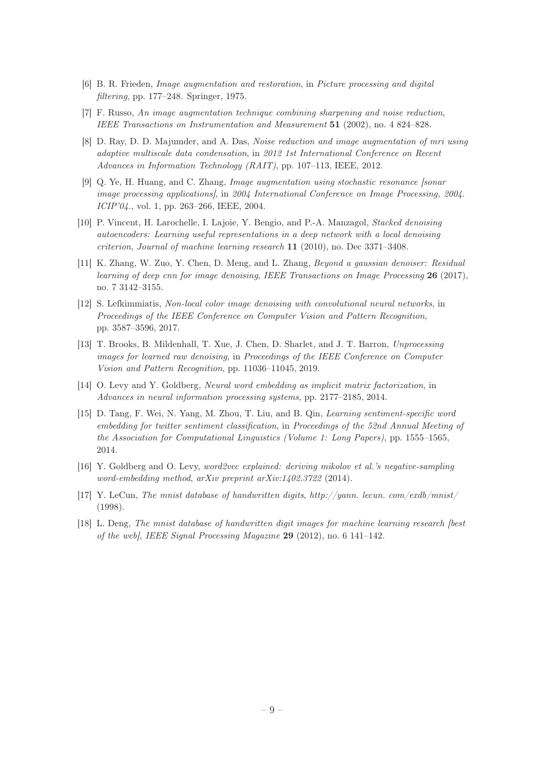[6] B. R. Frieden, *Image augmentation and restoration*, in *Picture processing and digital filtering*, pp. 177–248. Springer, 1975.

[7] F. Russo, *An image augmentation technique combining sharpening and noise reduction*, *IEEE Transactions on Instrumentation and Measurement* **51** (2002), no. 4 824–828.

[8] D. Ray, D. D. Majumder, and A. Das, *Noise reduction and image augmentation of mri using adaptive multiscale data condensation*, in *2012 1st International Conference on Recent Advances in Information Technology (RAIT)*, pp. 107–113, IEEE, 2012.

[9] Q. Ye, H. Huang, and C. Zhang, *Image augmentation using stochastic resonance [sonar image processing applications]*, in *2004 International Conference on Image Processing, 2004. ICIP'04.*, vol. 1, pp. 263–266, IEEE, 2004.

[10] P. Vincent, H. Larochelle, I. Lajoie, Y. Bengio, and P.-A. Manzagol, *Stacked denoising autoencoders: Learning useful representations in a deep network with a local denoising criterion*, *Journal of machine learning research* **11** (2010), no. Dec 3371–3408.

[11] K. Zhang, W. Zuo, Y. Chen, D. Meng, and L. Zhang, *Beyond a gaussian denoiser: Residual learning of deep cnn for image denoising*, *IEEE Transactions on Image Processing* **26** (2017), no. 7 3142–3155.

[12] S. Lefkimmiatis, *Non-local color image denoising with convolutional neural networks*, in *Proceedings of the IEEE Conference on Computer Vision and Pattern Recognition*, pp. 3587–3596, 2017.

[13] T. Brooks, B. Mildenhall, T. Xue, J. Chen, D. Sharlet, and J. T. Barron, *Unprocessing images for learned raw denoising*, in *Proceedings of the IEEE Conference on Computer Vision and Pattern Recognition*, pp. 11036–11045, 2019.

[14] O. Levy and Y. Goldberg, *Neural word embedding as implicit matrix factorization*, in *Advances in neural information processing systems*, pp. 2177–2185, 2014.

[15] D. Tang, F. Wei, N. Yang, M. Zhou, T. Liu, and B. Qin, *Learning sentiment-specific word embedding for twitter sentiment classification*, in *Proceedings of the 52nd Annual Meeting of the Association for Computational Linguistics (Volume 1: Long Papers)*, pp. 1555–1565, 2014.

[16] Y. Goldberg and O. Levy, *word2vec explained: deriving mikolov et al.'s negative-sampling word-embedding method*, *arXiv preprint arXiv:1402.3722* (2014).

[17] Y. LeCun, *The mnist database of handwritten digits*, *http://yann. lecun. com/exdb/mnist/* (1998).

[18] L. Deng, *The mnist database of handwritten digit images for machine learning research [best of the web]*, *IEEE Signal Processing Magazine* **29** (2012), no. 6 141–142.